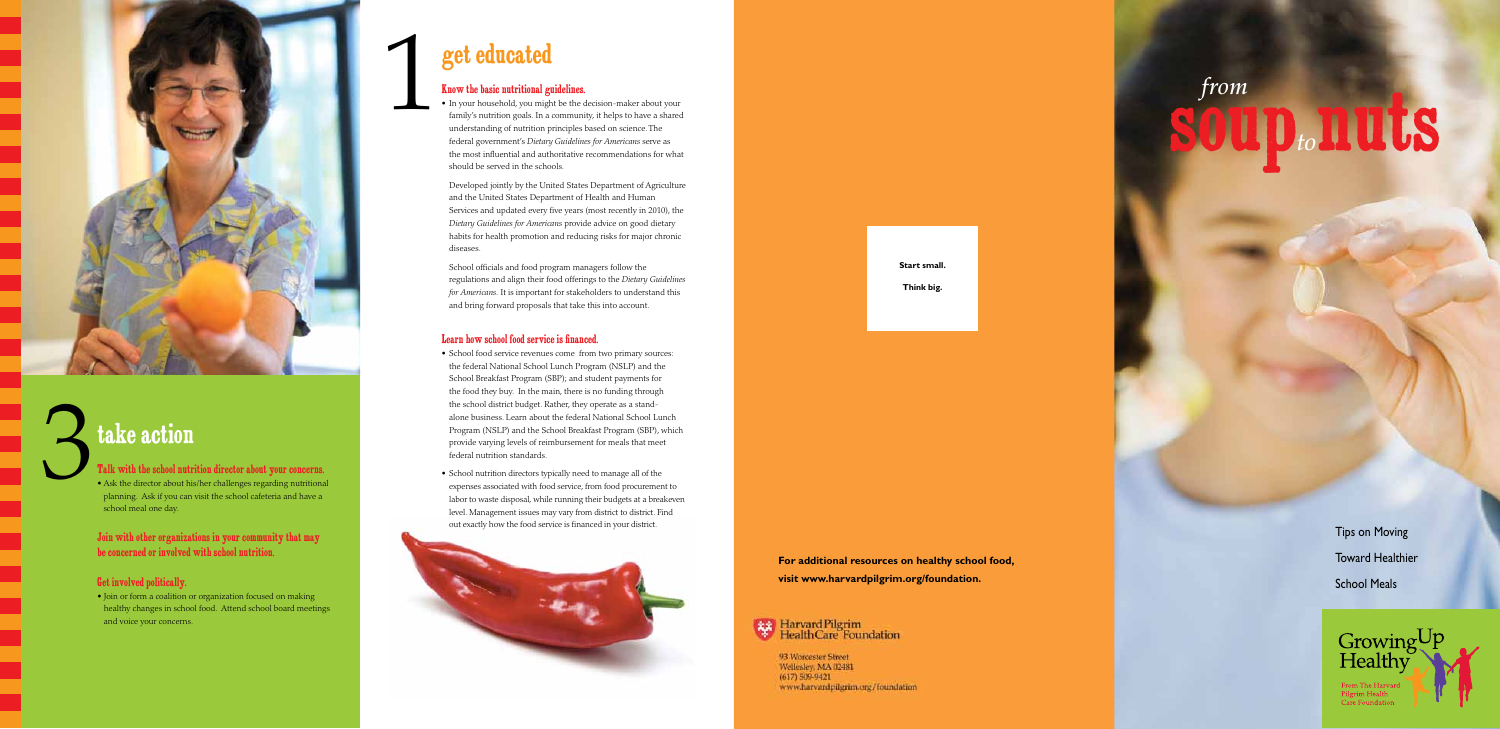# 3 take action

### Talk with the school nutrition director about your concerns.

- Ask the director about his/her challenges regarding nutritional planning. Ask if you can visit the school cafeteria and have a school meal one day.

### Join with other organizations in your community that may be concerned or involved with school nutrition.

### Get involved politically.

- Join or form a coalition or organization focused on making healthy changes in school food. Attend school board meetings and voice your concerns.

# 1 get educated

### Know the basic nutritional guidelines.

- In your household, you might be the decision-maker about your family's nutrition goals. In a community, it helps to have a shared understanding of nutrition principles based on science. The federal government's *Dietary Guidelines for Americans* serve as the most influential and authoritative recommendations for what should be served in the schools.

  Developed jointly by the United States Department of Agriculture and the United States Department of Health and Human Services and updated every five years (most recently in 2010), the *Dietary Guidelines for Americans* provide advice on good dietary habits for health promotion and reducing risks for major chronic diseases.

  School officials and food program managers follow the regulations and align their food offerings to the *Dietary Guidelines for Americans*. It is important for stakeholders to understand this and bring forward proposals that take this into account.

### Learn how school food service is financed.

- School food service revenues come from two primary sources: the federal National School Lunch Program (NSLP) and the School Breakfast Program (SBP); and student payments for the food they buy. In the main, there is no funding through the school district budget. Rather, they operate as a stand-alone business. Learn about the federal National School Lunch Program (NSLP) and the School Breakfast Program (SBP), which provide varying levels of reimbursement for meals that meet federal nutrition standards.
- School nutrition directors typically need to manage all of the expenses associated with food service, from food procurement to labor to waste disposal, while running their budgets at a breakeven level. Management issues may vary from district to district. Find out exactly how the food service is financed in your district.

**Start small.**

**Think big.**

**For additional resources on healthy school food, visit www.harvardpilgrim.org/foundation.**

Harvard Pilgrim HealthCare Foundation

93 Worcester Street
Wellesley, MA 02481
(617) 509-9421
www.harvardpilgrim.org/foundation

# *from* soup *to* nuts

Tips on Moving Toward Healthier School Meals

Growing Up Healthy

From The Harvard Pilgrim Health Care Foundation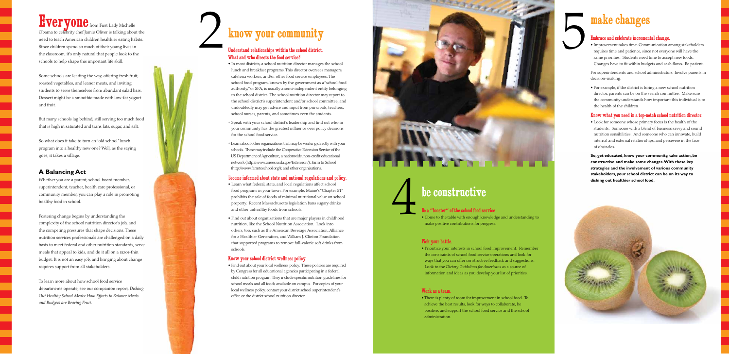**Everyone** from First Lady Michelle Obama to celebrity chef Jamie Oliver is talking about the need to teach American children healthier eating habits. Since children spend so much of their young lives in the classroom, it's only natural that people look to the schools to help shape this important life skill.

Some schools are leading the way, offering fresh fruit, roasted vegetables, and leaner meats, and inviting students to serve themselves from abundant salad bars. Dessert might be a smoothie made with low-fat yogurt and fruit.

But many schools lag behind, still serving too much food that is high in saturated and trans fats, sugar, and salt.

So what does it take to turn an "old school" lunch program into a healthy new one? Well, as the saying goes, it takes a village.

## A Balancing Act

Whether you are a parent, school board member, superintendent, teacher, health care professional, or community member, you can play a role in promoting healthy food in school.

Fostering change begins by understanding the complexity of the school nutrition director's job, and the competing pressures that shape decisions. These nutrition services professionals are challenged on a daily basis to meet federal and other nutrition standards, serve meals that appeal to kids, and do it all on a razor-thin budget. It is not an easy job, and bringing about change requires support from all stakeholders.

To learn more about how school food service departments operate, see our companion report, *Dishing Out Healthy School Meals: How Efforts to Balance Meals and Budgets are Bearing Fruit.*

## 2 know your community

### Understand relationships within the school district. What and who directs the food service?

- In most districts, a school nutrition director manages the school lunch and breakfast programs. This director oversees managers, cafeteria workers, and/or other food service employees. The school food program, known by the government as a "school food authority," or SFA, is usually a semi-independent entity belonging to the school district. The school nutrition director may report to the school district's superintendent and/or school committee, and undoubtedly may get advice and input from principals, teachers, school nurses, parents, and sometimes even the students.
- Speak with your school district's leadership and find out who in your community has the greatest influence over policy decisions for the school food service.
- Learn about other organizations that may be working directly with your schools. These may include the Cooperative Extension Service of the US Department of Agriculture, a nationwide, non-credit educational network (http://www.csrees.usda.gov/Extension/); Farm to School (http://www.farmtoschool.org/); and other organizations.

### Become informed about state and national regulations and policy.

- Learn what federal, state, and local regulations affect school food programs in your town. For example, Maine's "Chapter 51" prohibits the sale of foods of minimal nutritional value on school property. Recent Massachusetts legislation bans sugary drinks and other unhealthy foods from schools.
- Find out about organizations that are major players in childhood nutrition, like the School Nutrition Association. Look into others, too, such as the American Beverage Association, Alliance for a Healthier Generation, and William J. Clinton Foundation that supported programs to remove full-calorie soft drinks from schools.

### Know your school district wellness policy.

- Find out about your local wellness policy. These policies are required by Congress for all educational agencies participating in a federal child nutrition program. They include specific nutrition guidelines for school meals and all foods available on campus. For copies of your local wellness policy, contact your district school superintendent's office or the district school nutrition director.

## 4 be constructive

### Be a "booster" of the school food service

- Come to the table with enough knowledge and understanding to make positive contributions for progress.

### Pick your battle.

- Prioritize your interests in school food improvement. Remember the constraints of school food service operations and look for ways that you can offer constructive feedback and suggestions. Look to the *Dietary Guidelines for Americans* as a source of information and ideas as you develop your list of priorities.

### Work as a team.

- There is plenty of room for improvement in school food. To achieve the best results, look for ways to collaborate, be positive, and support the school food service and the school administration.

## 5 make changes

### Embrace and celebrate incremental change.

- Improvement takes time. Communication among stakeholders requires time and patience, since not everyone will have the same priorities. Students need time to accept new foods. Changes have to fit within budgets and cash flows. Be patient.

For superintendents and school administrators: Involve parents in decision-making.

- For example, if the district is hiring a new school nutrition director, parents can be on the search committee. Make sure the community understands how important this individual is to the health of the children.

### Know what you need in a top-notch school nutrition director.

- Look for someone whose primary focus is the health of the students. Someone with a blend of business savvy and sound nutrition sensibilities. And someone who can innovate, build internal and external relationships, and persevere in the face of obstacles.

**So, get educated, know your community, take action, be constructive and make some changes. With these key strategies and the involvement of various community stakeholders, your school district can be on its way to dishing out healthier school food.**